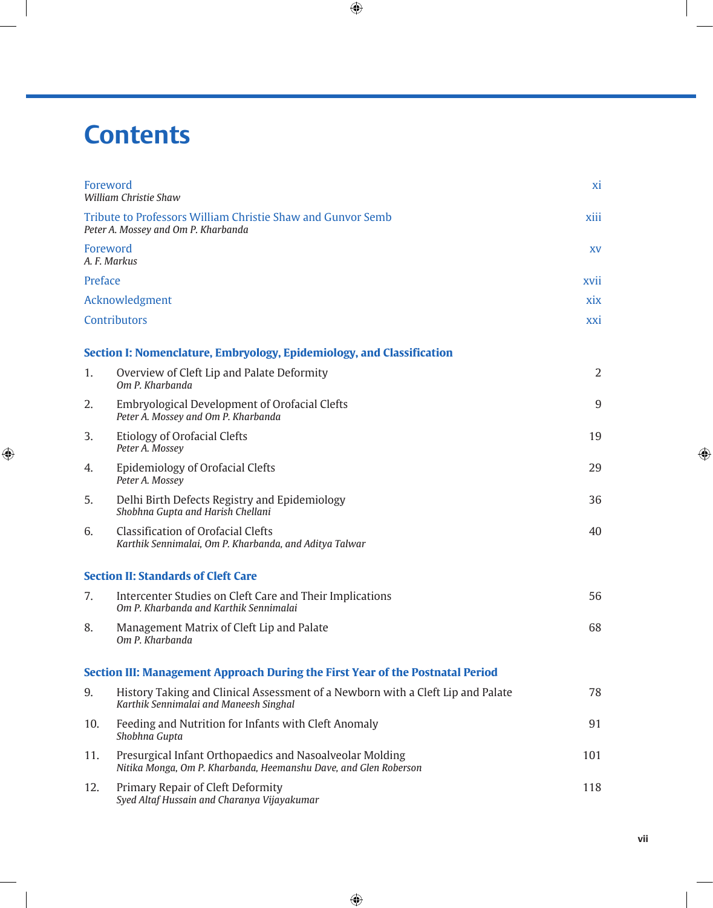# Contents

| | |
|---|---|
| Foreword<br>*William Christie Shaw* | xi |
| Tribute to Professors William Christie Shaw and Gunvor Semb<br>*Peter A. Mossey and Om P. Kharbanda* | xiii |
| Foreword<br>*A. F. Markus* | xv |
| Preface | xvii |
| Acknowledgment | xix |
| Contributors | xxi |

## Section I: Nomenclature, Embryology, Epidemiology, and Classification

| | | |
|---|---|---|
| 1. | Overview of Cleft Lip and Palate Deformity<br>*Om P. Kharbanda* | 2 |
| 2. | Embryological Development of Orofacial Clefts<br>*Peter A. Mossey and Om P. Kharbanda* | 9 |
| 3. | Etiology of Orofacial Clefts<br>*Peter A. Mossey* | 19 |
| 4. | Epidemiology of Orofacial Clefts<br>*Peter A. Mossey* | 29 |
| 5. | Delhi Birth Defects Registry and Epidemiology<br>*Shobhna Gupta and Harish Chellani* | 36 |
| 6. | Classification of Orofacial Clefts<br>*Karthik Sennimalai, Om P. Kharbanda, and Aditya Talwar* | 40 |

## Section II: Standards of Cleft Care

| | | |
|---|---|---|
| 7. | Intercenter Studies on Cleft Care and Their Implications<br>*Om P. Kharbanda and Karthik Sennimalai* | 56 |
| 8. | Management Matrix of Cleft Lip and Palate<br>*Om P. Kharbanda* | 68 |

## Section III: Management Approach During the First Year of the Postnatal Period

| | | |
|---|---|---|
| 9. | History Taking and Clinical Assessment of a Newborn with a Cleft Lip and Palate<br>*Karthik Sennimalai and Maneesh Singhal* | 78 |
| 10. | Feeding and Nutrition for Infants with Cleft Anomaly<br>*Shobhna Gupta* | 91 |
| 11. | Presurgical Infant Orthopaedics and Nasoalveolar Molding<br>*Nitika Monga, Om P. Kharbanda, Heemanshu Dave, and Glen Roberson* | 101 |
| 12. | Primary Repair of Cleft Deformity<br>*Syed Altaf Hussain and Charanya Vijayakumar* | 118 |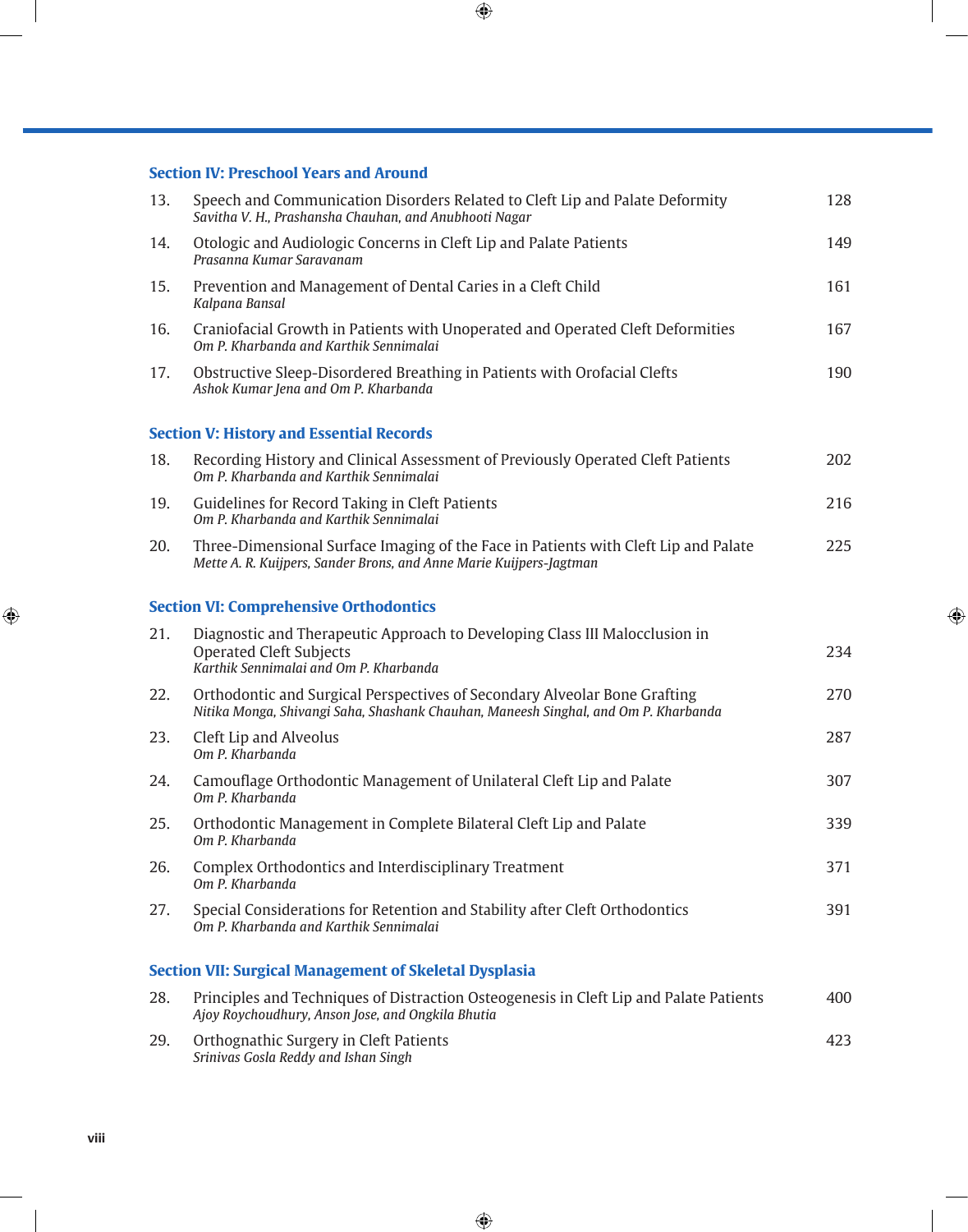## Section IV: Preschool Years and Around

13. Speech and Communication Disorders Related to Cleft Lip and Palate Deformity — 128
*Savitha V. H., Prashansha Chauhan, and Anubhooti Nagar*

14. Otologic and Audiologic Concerns in Cleft Lip and Palate Patients — 149
*Prasanna Kumar Saravanam*

15. Prevention and Management of Dental Caries in a Cleft Child — 161
*Kalpana Bansal*

16. Craniofacial Growth in Patients with Unoperated and Operated Cleft Deformities — 167
*Om P. Kharbanda and Karthik Sennimalai*

17. Obstructive Sleep-Disordered Breathing in Patients with Orofacial Clefts — 190
*Ashok Kumar Jena and Om P. Kharbanda*

## Section V: History and Essential Records

18. Recording History and Clinical Assessment of Previously Operated Cleft Patients — 202
*Om P. Kharbanda and Karthik Sennimalai*

19. Guidelines for Record Taking in Cleft Patients — 216
*Om P. Kharbanda and Karthik Sennimalai*

20. Three-Dimensional Surface Imaging of the Face in Patients with Cleft Lip and Palate — 225
*Mette A. R. Kuijpers, Sander Brons, and Anne Marie Kuijpers-Jagtman*

## Section VI: Comprehensive Orthodontics

21. Diagnostic and Therapeutic Approach to Developing Class III Malocclusion in Operated Cleft Subjects — 234
*Karthik Sennimalai and Om P. Kharbanda*

22. Orthodontic and Surgical Perspectives of Secondary Alveolar Bone Grafting — 270
*Nitika Monga, Shivangi Saha, Shashank Chauhan, Maneesh Singhal, and Om P. Kharbanda*

23. Cleft Lip and Alveolus — 287
*Om P. Kharbanda*

24. Camouflage Orthodontic Management of Unilateral Cleft Lip and Palate — 307
*Om P. Kharbanda*

25. Orthodontic Management in Complete Bilateral Cleft Lip and Palate — 339
*Om P. Kharbanda*

26. Complex Orthodontics and Interdisciplinary Treatment — 371
*Om P. Kharbanda*

27. Special Considerations for Retention and Stability after Cleft Orthodontics — 391
*Om P. Kharbanda and Karthik Sennimalai*

## Section VII: Surgical Management of Skeletal Dysplasia

28. Principles and Techniques of Distraction Osteogenesis in Cleft Lip and Palate Patients — 400
*Ajoy Roychoudhury, Anson Jose, and Ongkila Bhutia*

29. Orthognathic Surgery in Cleft Patients — 423
*Srinivas Gosla Reddy and Ishan Singh*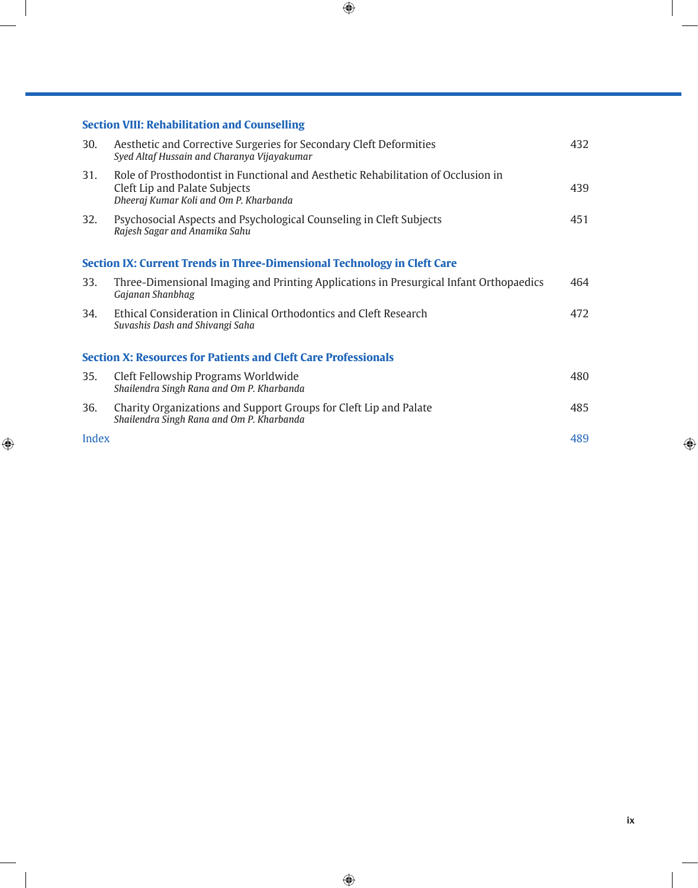## Section VIII: Rehabilitation and Counselling

30. Aesthetic and Corrective Surgeries for Secondary Cleft Deformities — 432
    *Syed Altaf Hussain and Charanya Vijayakumar*

31. Role of Prosthodontist in Functional and Aesthetic Rehabilitation of Occlusion in Cleft Lip and Palate Subjects — 439
    *Dheeraj Kumar Koli and Om P. Kharbanda*

32. Psychosocial Aspects and Psychological Counseling in Cleft Subjects — 451
    *Rajesh Sagar and Anamika Sahu*

## Section IX: Current Trends in Three-Dimensional Technology in Cleft Care

33. Three-Dimensional Imaging and Printing Applications in Presurgical Infant Orthopaedics — 464
    *Gajanan Shanbhag*

34. Ethical Consideration in Clinical Orthodontics and Cleft Research — 472
    *Suvashis Dash and Shivangi Saha*

## Section X: Resources for Patients and Cleft Care Professionals

35. Cleft Fellowship Programs Worldwide — 480
    *Shailendra Singh Rana and Om P. Kharbanda*

36. Charity Organizations and Support Groups for Cleft Lip and Palate — 485
    *Shailendra Singh Rana and Om P. Kharbanda*

Index — 489